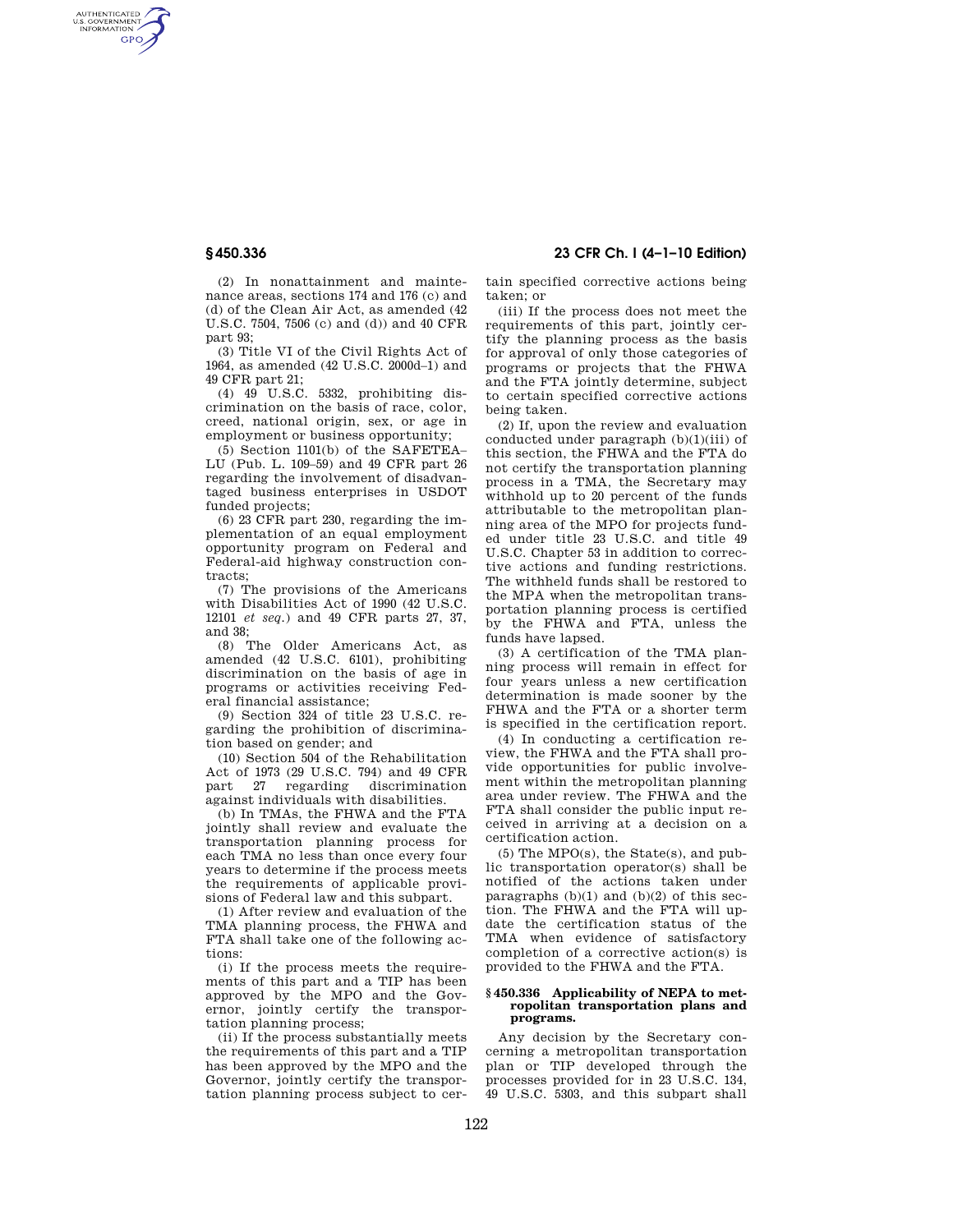(2) In nonattainment and maintenance areas, sections 174 and 176 (c) and (d) of the Clean Air Act, as amended (42 U.S.C. 7504, 7506 (c) and (d)) and 40 CFR part 93;

(3) Title VI of the Civil Rights Act of 1964, as amended (42 U.S.C. 2000d–1) and 49 CFR part 21;

(4) 49 U.S.C. 5332, prohibiting discrimination on the basis of race, color, creed, national origin, sex, or age in employment or business opportunity;

(5) Section 1101(b) of the SAFETEA–LU (Pub. L. 109–59) and 49 CFR part 26 regarding the involvement of disadvantaged business enterprises in USDOT funded projects;

(6) 23 CFR part 230, regarding the implementation of an equal employment opportunity program on Federal and Federal-aid highway construction contracts;

(7) The provisions of the Americans with Disabilities Act of 1990 (42 U.S.C. 12101 *et seq.*) and 49 CFR parts 27, 37, and 38;

(8) The Older Americans Act, as amended (42 U.S.C. 6101), prohibiting discrimination on the basis of age in programs or activities receiving Federal financial assistance;

(9) Section 324 of title 23 U.S.C. regarding the prohibition of discrimination based on gender; and

(10) Section 504 of the Rehabilitation Act of 1973 (29 U.S.C. 794) and 49 CFR part 27 regarding discrimination against individuals with disabilities.

(b) In TMAs, the FHWA and the FTA jointly shall review and evaluate the transportation planning process for each TMA no less than once every four years to determine if the process meets the requirements of applicable provisions of Federal law and this subpart.

(1) After review and evaluation of the TMA planning process, the FHWA and FTA shall take one of the following actions:

(i) If the process meets the requirements of this part and a TIP has been approved by the MPO and the Governor, jointly certify the transportation planning process;

(ii) If the process substantially meets the requirements of this part and a TIP has been approved by the MPO and the Governor, jointly certify the transportation planning process subject to certain specified corrective actions being taken; or

(iii) If the process does not meet the requirements of this part, jointly certify the planning process as the basis for approval of only those categories of programs or projects that the FHWA and the FTA jointly determine, subject to certain specified corrective actions being taken.

(2) If, upon the review and evaluation conducted under paragraph (b)(1)(iii) of this section, the FHWA and the FTA do not certify the transportation planning process in a TMA, the Secretary may withhold up to 20 percent of the funds attributable to the metropolitan planning area of the MPO for projects funded under title 23 U.S.C. and title 49 U.S.C. Chapter 53 in addition to corrective actions and funding restrictions. The withheld funds shall be restored to the MPA when the metropolitan transportation planning process is certified by the FHWA and FTA, unless the funds have lapsed.

(3) A certification of the TMA planning process will remain in effect for four years unless a new certification determination is made sooner by the FHWA and the FTA or a shorter term is specified in the certification report.

(4) In conducting a certification review, the FHWA and the FTA shall provide opportunities for public involvement within the metropolitan planning area under review. The FHWA and the FTA shall consider the public input received in arriving at a decision on a certification action.

(5) The MPO(s), the State(s), and public transportation operator(s) shall be notified of the actions taken under paragraphs (b)(1) and (b)(2) of this section. The FHWA and the FTA will update the certification status of the TMA when evidence of satisfactory completion of a corrective action(s) is provided to the FHWA and the FTA.

**§ 450.336 Applicability of NEPA to metropolitan transportation plans and programs.**

Any decision by the Secretary concerning a metropolitan transportation plan or TIP developed through the processes provided for in 23 U.S.C. 134, 49 U.S.C. 5303, and this subpart shall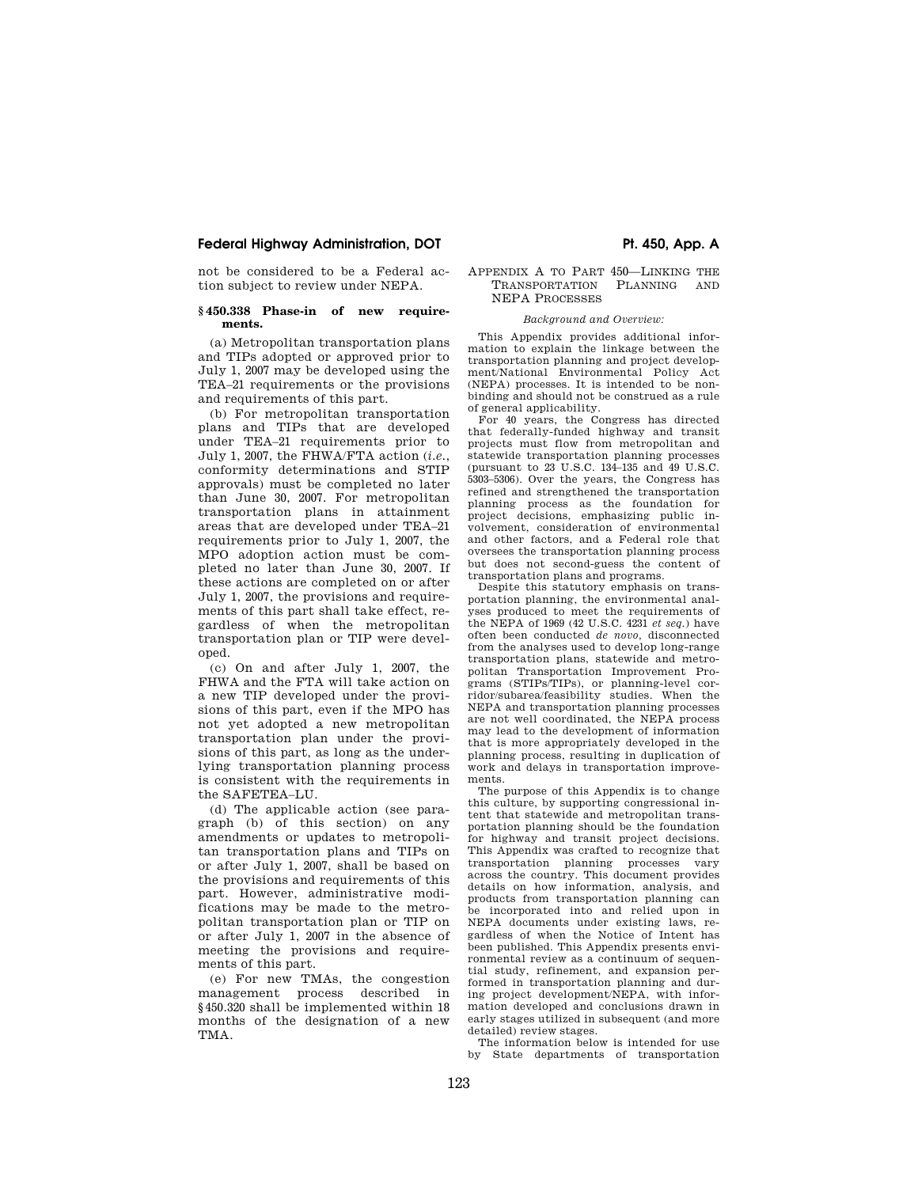not be considered to be a Federal action subject to review under NEPA.

### § 450.338 Phase-in of new requirements.

(a) Metropolitan transportation plans and TIPs adopted or approved prior to July 1, 2007 may be developed using the TEA–21 requirements or the provisions and requirements of this part.

(b) For metropolitan transportation plans and TIPs that are developed under TEA–21 requirements prior to July 1, 2007, the FHWA/FTA action (*i.e.*, conformity determinations and STIP approvals) must be completed no later than June 30, 2007. For metropolitan transportation plans in attainment areas that are developed under TEA–21 requirements prior to July 1, 2007, the MPO adoption action must be completed no later than June 30, 2007. If these actions are completed on or after July 1, 2007, the provisions and requirements of this part shall take effect, regardless of when the metropolitan transportation plan or TIP were developed.

(c) On and after July 1, 2007, the FHWA and the FTA will take action on a new TIP developed under the provisions of this part, even if the MPO has not yet adopted a new metropolitan transportation plan under the provisions of this part, as long as the underlying transportation planning process is consistent with the requirements in the SAFETEA–LU.

(d) The applicable action (see paragraph (b) of this section) on any amendments or updates to metropolitan transportation plans and TIPs on or after July 1, 2007, shall be based on the provisions and requirements of this part. However, administrative modifications may be made to the metropolitan transportation plan or TIP on or after July 1, 2007 in the absence of meeting the provisions and requirements of this part.

(e) For new TMAs, the congestion management process described in § 450.320 shall be implemented within 18 months of the designation of a new TMA.

## Appendix A to Part 450—Linking the Transportation Planning and NEPA Processes

*Background and Overview:*

This Appendix provides additional information to explain the linkage between the transportation planning and project development/National Environmental Policy Act (NEPA) processes. It is intended to be non-binding and should not be construed as a rule of general applicability.

For 40 years, the Congress has directed that federally-funded highway and transit projects must flow from metropolitan and statewide transportation planning processes (pursuant to 23 U.S.C. 134–135 and 49 U.S.C. 5303–5306). Over the years, the Congress has refined and strengthened the transportation planning process as the foundation for project decisions, emphasizing public involvement, consideration of environmental and other factors, and a Federal role that oversees the transportation planning process but does not second-guess the content of transportation plans and programs.

Despite this statutory emphasis on transportation planning, the environmental analyses produced to meet the requirements of the NEPA of 1969 (42 U.S.C. 4231 *et seq.*) have often been conducted *de novo*, disconnected from the analyses used to develop long-range transportation plans, statewide and metropolitan Transportation Improvement Programs (STIPs/TIPs), or planning-level corridor/subarea/feasibility studies. When the NEPA and transportation planning processes are not well coordinated, the NEPA process may lead to the development of information that is more appropriately developed in the planning process, resulting in duplication of work and delays in transportation improvements.

The purpose of this Appendix is to change this culture, by supporting congressional intent that statewide and metropolitan transportation planning should be the foundation for highway and transit project decisions. This Appendix was crafted to recognize that transportation planning processes vary across the country. This document provides details on how information, analysis, and products from transportation planning can be incorporated into and relied upon in NEPA documents under existing laws, regardless of when the Notice of Intent has been published. This Appendix presents environmental review as a continuum of sequential study, refinement, and expansion performed in transportation planning and during project development/NEPA, with information developed and conclusions drawn in early stages utilized in subsequent (and more detailed) review stages.

The information below is intended for use by State departments of transportation